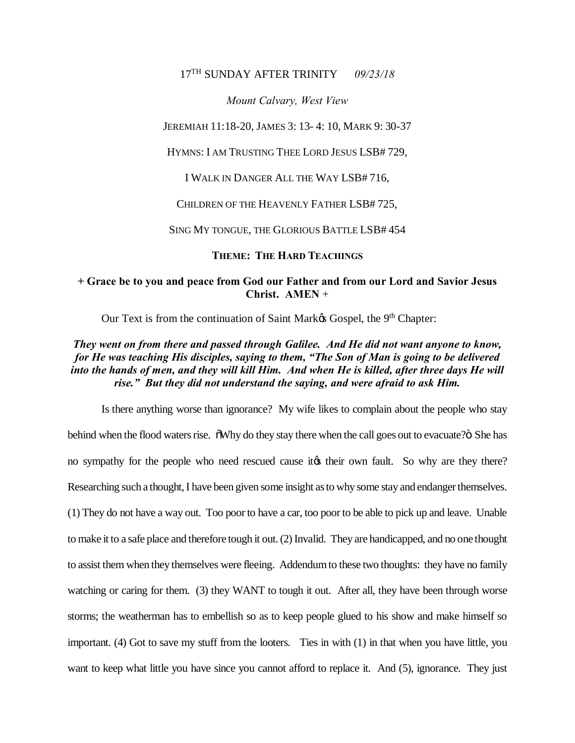17[TH] SUNDAY AFTER TRINITY *09/23/18*

*Mount Calvary, West View*

JEREMIAH 11:18-20, JAMES 3: 13- 4: 10, MARK 9: 30-37

HYMNS: I AM TRUSTING THEE LORD JESUS LSB# 729,

I WALK IN DANGER ALL THE WAY LSB# 716,

CHILDREN OF THE HEAVENLY FATHER LSB# 725,

SING MY TONGUE, THE GLORIOUS BATTLE LSB# 454

**THEME: THE HARD TEACHINGS**

**+ Grace be to you and peace from God our Father and from our Lord and Savior Jesus Christ. AMEN +**

Our Text is from the continuation of Saint Mark's Gospel, the 9[th] Chapter:

***They went on from there and passed through Galilee. And He did not want anyone to know, for He was teaching His disciples, saying to them, "The Son of Man is going to be delivered into the hands of men, and they will kill Him. And when He is killed, after three days He will rise." But they did not understand the saying, and were afraid to ask Him.***

Is there anything worse than ignorance? My wife likes to complain about the people who stay behind when the flood waters rise. "Why do they stay there when the call goes out to evacuate?" She has no sympathy for the people who need rescued cause it's their own fault. So why are they there? Researching such a thought, I have been given some insight as to why some stay and endanger themselves. (1) They do not have a way out. Too poor to have a car, too poor to be able to pick up and leave. Unable to make it to a safe place and therefore tough it out. (2) Invalid. They are handicapped, and no one thought to assist them when they themselves were fleeing. Addendum to these two thoughts: they have no family watching or caring for them. (3) they WANT to tough it out. After all, they have been through worse storms; the weatherman has to embellish so as to keep people glued to his show and make himself so important. (4) Got to save my stuff from the looters. Ties in with (1) in that when you have little, you want to keep what little you have since you cannot afford to replace it. And (5), ignorance. They just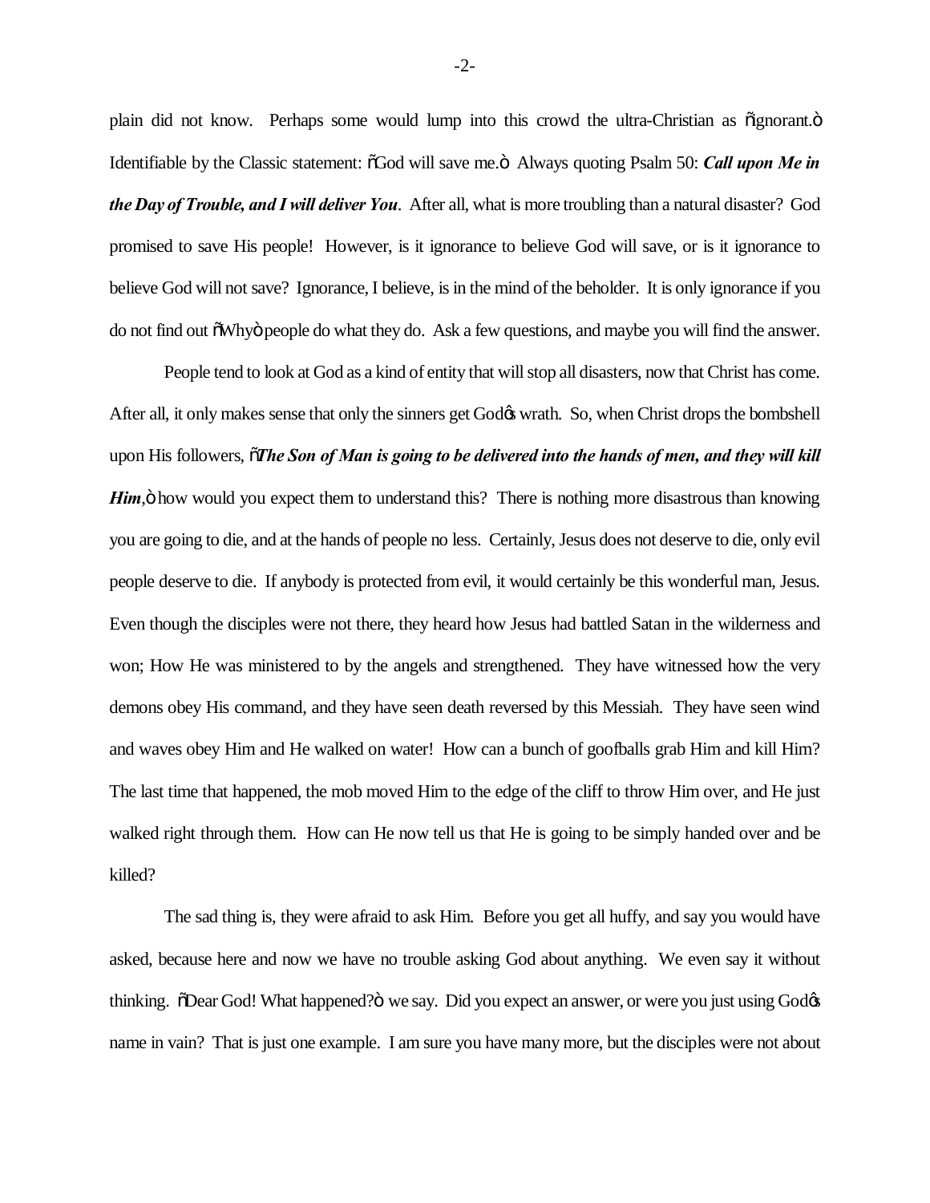plain did not know. Perhaps some would lump into this crowd the ultra-Christian as "ignorant." Identifiable by the Classic statement: "God will save me." Always quoting Psalm 50: ***Call upon Me in the Day of Trouble, and I will deliver You***. After all, what is more troubling than a natural disaster? God promised to save His people! However, is it ignorance to believe God will save, or is it ignorance to believe God will not save? Ignorance, I believe, is in the mind of the beholder. It is only ignorance if you do not find out "Why" people do what they do. Ask a few questions, and maybe you will find the answer.

People tend to look at God as a kind of entity that will stop all disasters, now that Christ has come. After all, it only makes sense that only the sinners get God's wrath. So, when Christ drops the bombshell upon His followers, "***The Son of Man is going to be delivered into the hands of men, and they will kill Him***," how would you expect them to understand this? There is nothing more disastrous than knowing you are going to die, and at the hands of people no less. Certainly, Jesus does not deserve to die, only evil people deserve to die. If anybody is protected from evil, it would certainly be this wonderful man, Jesus. Even though the disciples were not there, they heard how Jesus had battled Satan in the wilderness and won; How He was ministered to by the angels and strengthened. They have witnessed how the very demons obey His command, and they have seen death reversed by this Messiah. They have seen wind and waves obey Him and He walked on water! How can a bunch of goofballs grab Him and kill Him? The last time that happened, the mob moved Him to the edge of the cliff to throw Him over, and He just walked right through them. How can He now tell us that He is going to be simply handed over and be killed?

The sad thing is, they were afraid to ask Him. Before you get all huffy, and say you would have asked, because here and now we have no trouble asking God about anything. We even say it without thinking. "Dear God! What happened?" we say. Did you expect an answer, or were you just using God's name in vain? That is just one example. I am sure you have many more, but the disciples were not about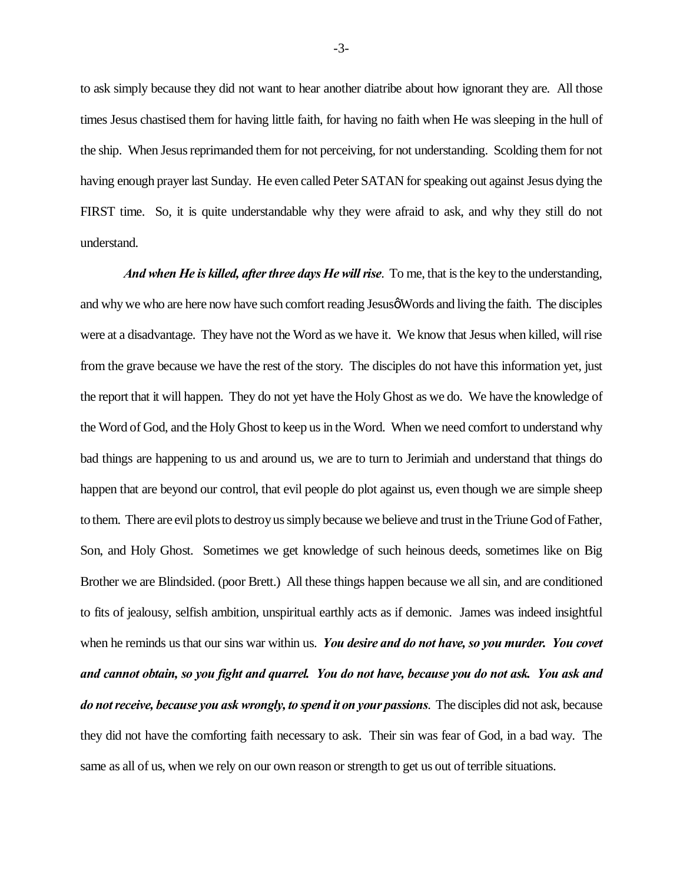to ask simply because they did not want to hear another diatribe about how ignorant they are. All those times Jesus chastised them for having little faith, for having no faith when He was sleeping in the hull of the ship. When Jesus reprimanded them for not perceiving, for not understanding. Scolding them for not having enough prayer last Sunday. He even called Peter SATAN for speaking out against Jesus dying the FIRST time. So, it is quite understandable why they were afraid to ask, and why they still do not understand.

***And when He is killed, after three days He will rise***. To me, that is the key to the understanding, and why we who are here now have such comfort reading Jesusô Words and living the faith. The disciples were at a disadvantage. They have not the Word as we have it. We know that Jesus when killed, will rise from the grave because we have the rest of the story. The disciples do not have this information yet, just the report that it will happen. They do not yet have the Holy Ghost as we do. We have the knowledge of the Word of God, and the Holy Ghost to keep us in the Word. When we need comfort to understand why bad things are happening to us and around us, we are to turn to Jerimiah and understand that things do happen that are beyond our control, that evil people do plot against us, even though we are simple sheep to them. There are evil plots to destroy us simply because we believe and trust in the Triune God of Father, Son, and Holy Ghost. Sometimes we get knowledge of such heinous deeds, sometimes like on Big Brother we are Blindsided. (poor Brett.) All these things happen because we all sin, and are conditioned to fits of jealousy, selfish ambition, unspiritual earthly acts as if demonic. James was indeed insightful when he reminds us that our sins war within us. ***You desire and do not have, so you murder. You covet and cannot obtain, so you fight and quarrel. You do not have, because you do not ask. You ask and do not receive, because you ask wrongly, to spend it on your passions***. The disciples did not ask, because they did not have the comforting faith necessary to ask. Their sin was fear of God, in a bad way. The same as all of us, when we rely on our own reason or strength to get us out of terrible situations.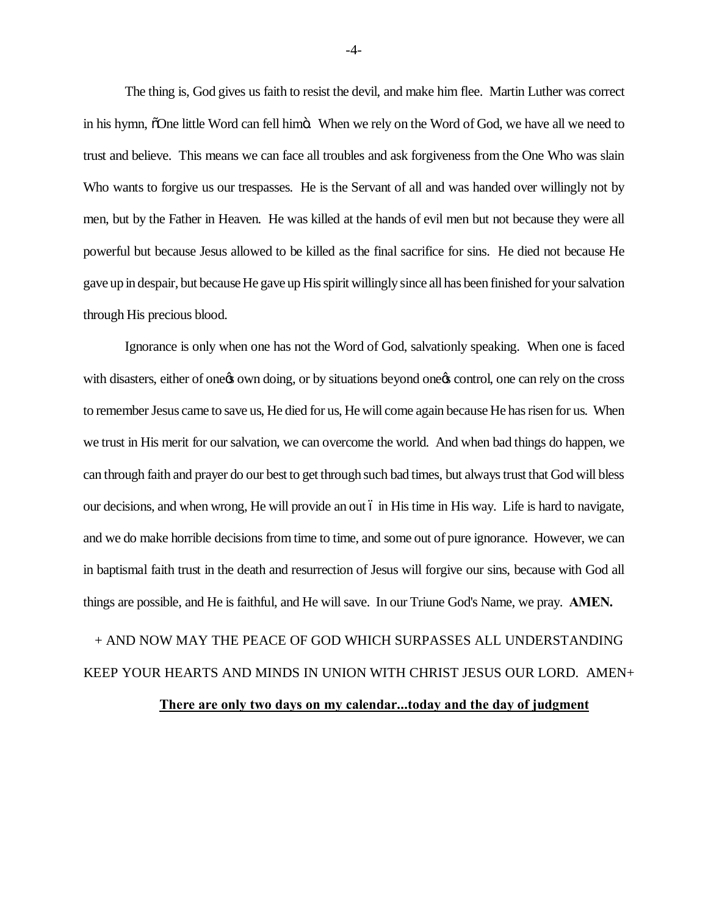The thing is, God gives us faith to resist the devil, and make him flee. Martin Luther was correct in his hymn, "One little Word can fell him". When we rely on the Word of God, we have all we need to trust and believe. This means we can face all troubles and ask forgiveness from the One Who was slain Who wants to forgive us our trespasses. He is the Servant of all and was handed over willingly not by men, but by the Father in Heaven. He was killed at the hands of evil men but not because they were all powerful but because Jesus allowed to be killed as the final sacrifice for sins. He died not because He gave up in despair, but because He gave up His spirit willingly since all has been finished for your salvation through His precious blood.

Ignorance is only when one has not the Word of God, salvationly speaking. When one is faced with disasters, either of one's own doing, or by situations beyond one's control, one can rely on the cross to remember Jesus came to save us, He died for us, He will come again because He has risen for us. When we trust in His merit for our salvation, we can overcome the world. And when bad things do happen, we can through faith and prayer do our best to get through such bad times, but always trust that God will bless our decisions, and when wrong, He will provide an out – in His time in His way. Life is hard to navigate, and we do make horrible decisions from time to time, and some out of pure ignorance. However, we can in baptismal faith trust in the death and resurrection of Jesus will forgive our sins, because with God all things are possible, and He is faithful, and He will save. In our Triune God's Name, we pray. **AMEN.**

+ AND NOW MAY THE PEACE OF GOD WHICH SURPASSES ALL UNDERSTANDING KEEP YOUR HEARTS AND MINDS IN UNION WITH CHRIST JESUS OUR LORD. AMEN+

**<u>There are only two days on my calendar...today and the day of judgment</u>**